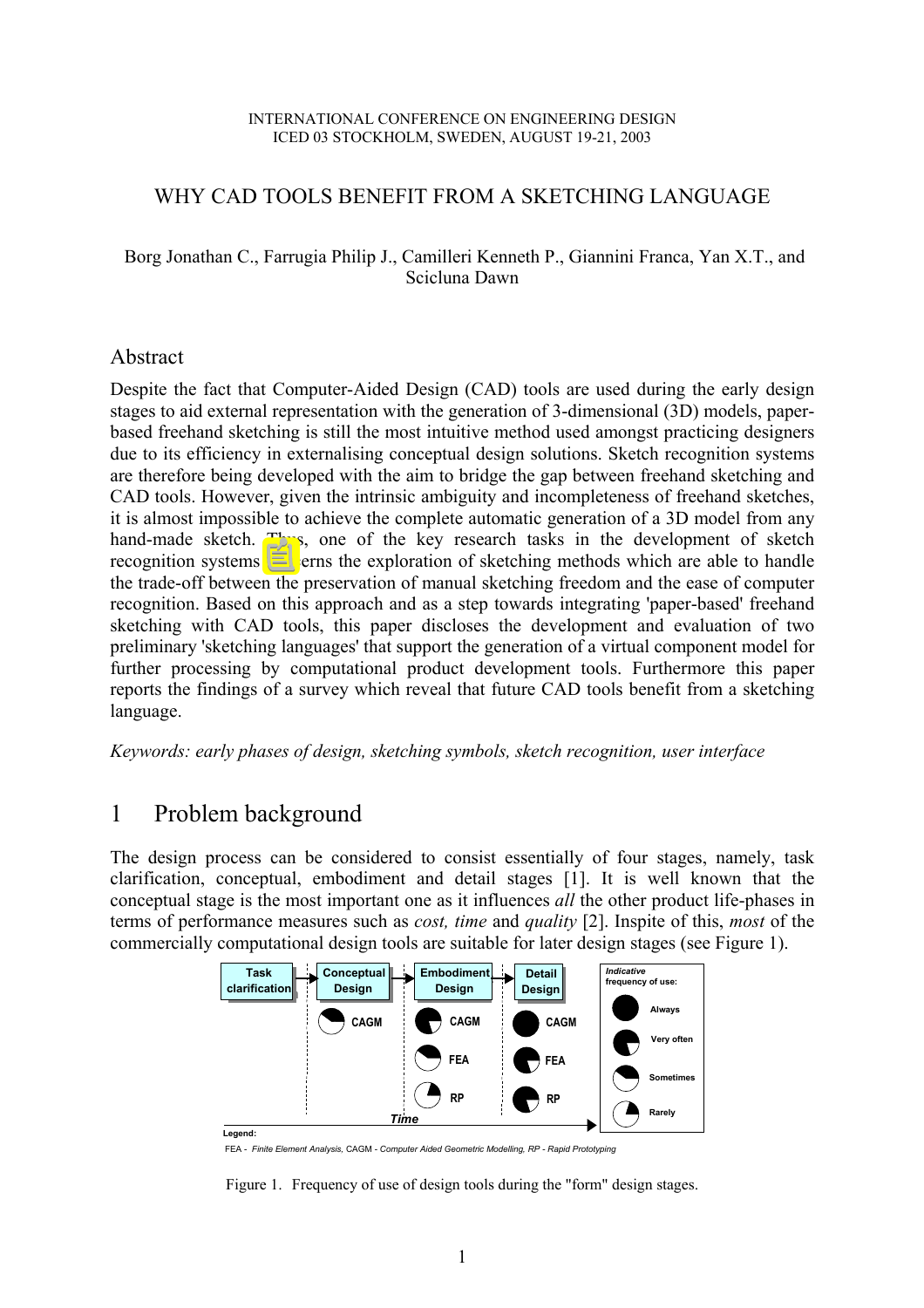# WHY CAD TOOLS BENEFIT FROM A SKETCHING LANGUAGE

Borg Jonathan C., Farrugia Philip J., Camilleri Kenneth P., Giannini Franca, Yan X.T., and Scicluna Dawn

## Abstract

Despite the fact that Computer-Aided Design (CAD) tools are used during the early design stages to aid external representation with the generation of 3-dimensional (3D) models, paper-based freehand sketching is still the most intuitive method used amongst practicing designers due to its efficiency in externalising conceptual design solutions. Sketch recognition systems are therefore being developed with the aim to bridge the gap between freehand sketching and CAD tools. However, given the intrinsic ambiguity and incompleteness of freehand sketches, it is almost impossible to achieve the complete automatic generation of a 3D model from any hand-made sketch. Thus, one of the key research tasks in the development of sketch recognition systems concerns the exploration of sketching methods which are able to handle the trade-off between the preservation of manual sketching freedom and the ease of computer recognition. Based on this approach and as a step towards integrating 'paper-based' freehand sketching with CAD tools, this paper discloses the development and evaluation of two preliminary 'sketching languages' that support the generation of a virtual component model for further processing by computational product development tools. Furthermore this paper reports the findings of a survey which reveal that future CAD tools benefit from a sketching language.

*Keywords: early phases of design, sketching symbols, sketch recognition, user interface*

## 1 Problem background

The design process can be considered to consist essentially of four stages, namely, task clarification, conceptual, embodiment and detail stages [1]. It is well known that the conceptual stage is the most important one as it influences *all* the other product life-phases in terms of performance measures such as *cost, time* and *quality* [2]. Inspite of this, *most* of the commercially computational design tools are suitable for later design stages (see Figure 1).

Legend: FEA - *Finite Element Analysis,* CAGM - *Computer Aided Geometric Modelling, RP - Rapid Prototyping*

Figure 1. Frequency of use of design tools during the "form" design stages.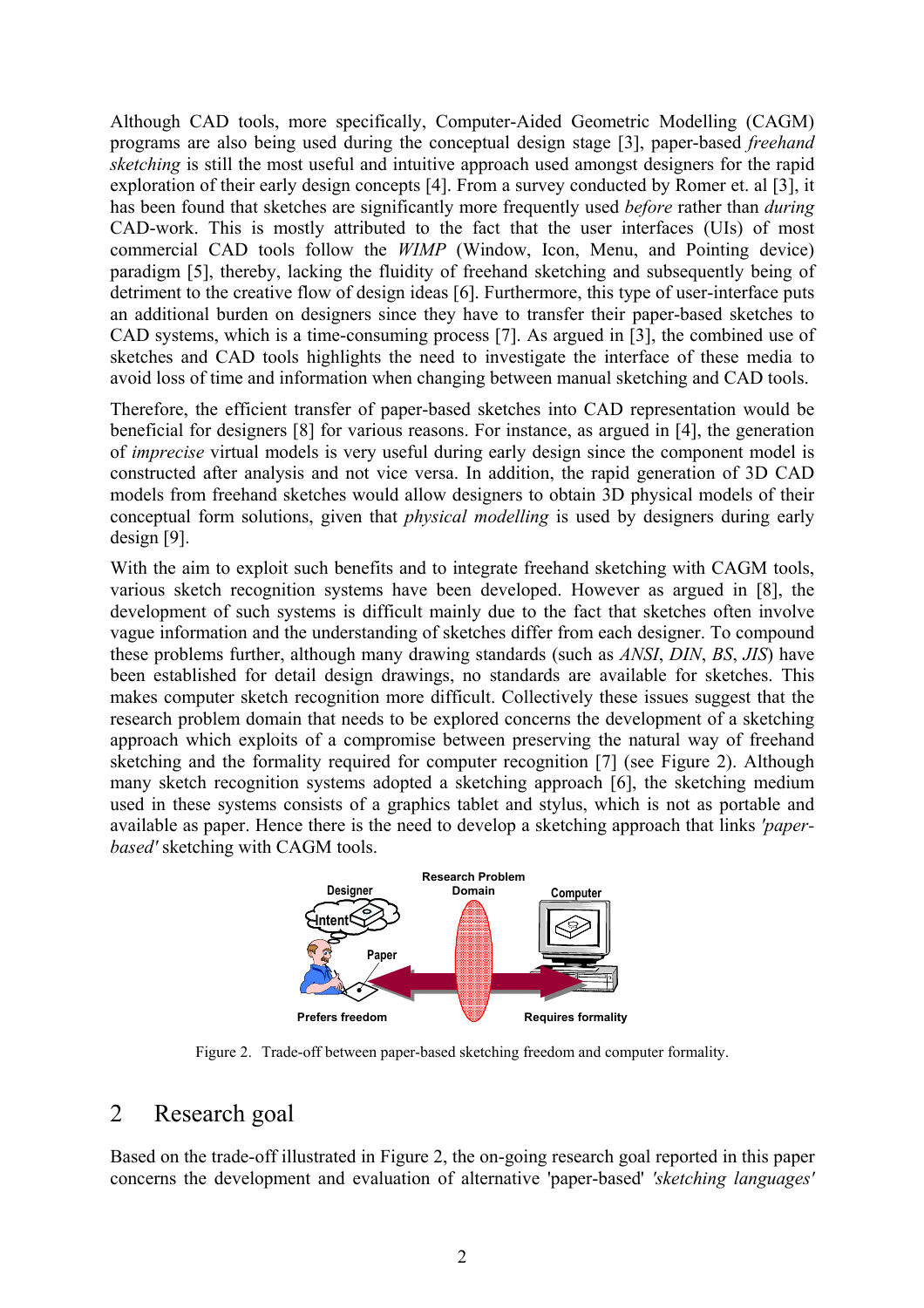Although CAD tools, more specifically, Computer-Aided Geometric Modelling (CAGM) programs are also being used during the conceptual design stage [3], paper-based *freehand sketching* is still the most useful and intuitive approach used amongst designers for the rapid exploration of their early design concepts [4]. From a survey conducted by Romer et. al [3], it has been found that sketches are significantly more frequently used *before* rather than *during* CAD-work. This is mostly attributed to the fact that the user interfaces (UIs) of most commercial CAD tools follow the *WIMP* (Window, Icon, Menu, and Pointing device) paradigm [5], thereby, lacking the fluidity of freehand sketching and subsequently being of detriment to the creative flow of design ideas [6]. Furthermore, this type of user-interface puts an additional burden on designers since they have to transfer their paper-based sketches to CAD systems, which is a time-consuming process [7]. As argued in [3], the combined use of sketches and CAD tools highlights the need to investigate the interface of these media to avoid loss of time and information when changing between manual sketching and CAD tools.

Therefore, the efficient transfer of paper-based sketches into CAD representation would be beneficial for designers [8] for various reasons. For instance, as argued in [4], the generation of *imprecise* virtual models is very useful during early design since the component model is constructed after analysis and not vice versa. In addition, the rapid generation of 3D CAD models from freehand sketches would allow designers to obtain 3D physical models of their conceptual form solutions, given that *physical modelling* is used by designers during early design [9].

With the aim to exploit such benefits and to integrate freehand sketching with CAGM tools, various sketch recognition systems have been developed. However as argued in [8], the development of such systems is difficult mainly due to the fact that sketches often involve vague information and the understanding of sketches differ from each designer. To compound these problems further, although many drawing standards (such as *ANSI*, *DIN*, *BS*, *JIS*) have been established for detail design drawings, no standards are available for sketches. This makes computer sketch recognition more difficult. Collectively these issues suggest that the research problem domain that needs to be explored concerns the development of a sketching approach which exploits of a compromise between preserving the natural way of freehand sketching and the formality required for computer recognition [7] (see Figure 2). Although many sketch recognition systems adopted a sketching approach [6], the sketching medium used in these systems consists of a graphics tablet and stylus, which is not as portable and available as paper. Hence there is the need to develop a sketching approach that links *'paper-based'* sketching with CAGM tools.

Figure 2. Trade-off between paper-based sketching freedom and computer formality.

## 2 Research goal

Based on the trade-off illustrated in Figure 2, the on-going research goal reported in this paper concerns the development and evaluation of alternative 'paper-based' *'sketching languages'*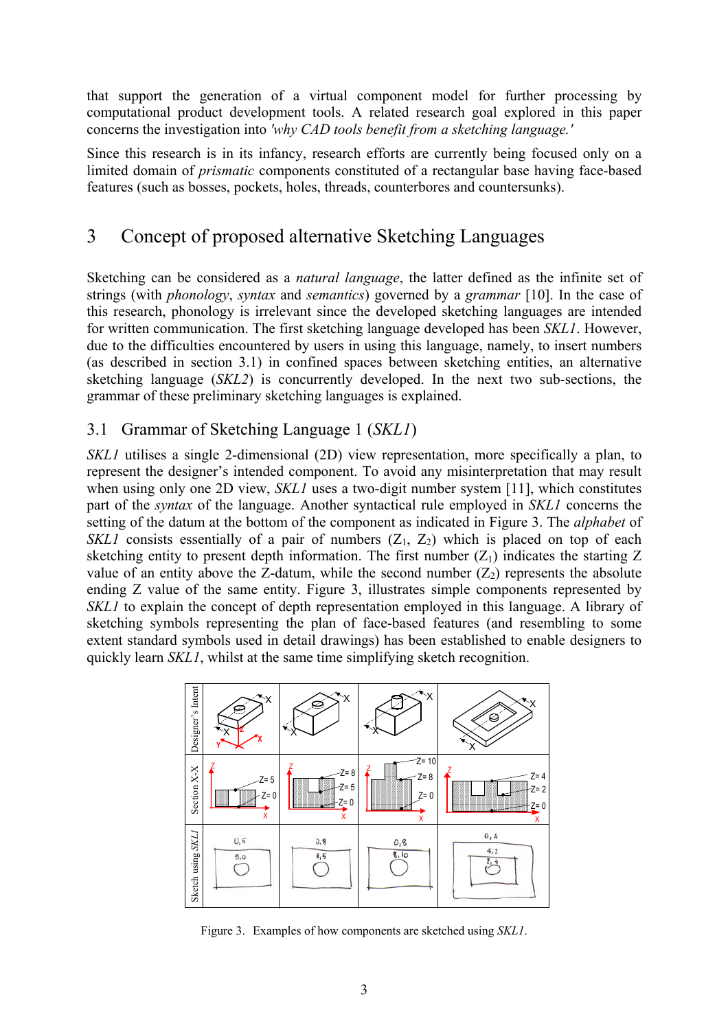that support the generation of a virtual component model for further processing by computational product development tools. A related research goal explored in this paper concerns the investigation into *'why CAD tools benefit from a sketching language.'*

Since this research is in its infancy, research efforts are currently being focused only on a limited domain of *prismatic* components constituted of a rectangular base having face-based features (such as bosses, pockets, holes, threads, counterbores and countersunks).

# 3 Concept of proposed alternative Sketching Languages

Sketching can be considered as a *natural language*, the latter defined as the infinite set of strings (with *phonology*, *syntax* and *semantics*) governed by a *grammar* [10]. In the case of this research, phonology is irrelevant since the developed sketching languages are intended for written communication. The first sketching language developed has been *SKL1*. However, due to the difficulties encountered by users in using this language, namely, to insert numbers (as described in section 3.1) in confined spaces between sketching entities, an alternative sketching language (*SKL2*) is concurrently developed. In the next two sub-sections, the grammar of these preliminary sketching languages is explained.

## 3.1 Grammar of Sketching Language 1 (*SKL1*)

*SKL1* utilises a single 2-dimensional (2D) view representation, more specifically a plan, to represent the designer's intended component. To avoid any misinterpretation that may result when using only one 2D view, *SKL1* uses a two-digit number system [11], which constitutes part of the *syntax* of the language. Another syntactical rule employed in *SKL1* concerns the setting of the datum at the bottom of the component as indicated in Figure 3. The *alphabet* of *SKL1* consists essentially of a pair of numbers ($Z_1$, $Z_2$) which is placed on top of each sketching entity to present depth information. The first number ($Z_1$) indicates the starting Z value of an entity above the Z-datum, while the second number ($Z_2$) represents the absolute ending Z value of the same entity. Figure 3, illustrates simple components represented by *SKL1* to explain the concept of depth representation employed in this language. A library of sketching symbols representing the plan of face-based features (and resembling to some extent standard symbols used in detail drawings) has been established to enable designers to quickly learn *SKL1*, whilst at the same time simplifying sketch recognition.

Figure 3. Examples of how components are sketched using *SKL1*.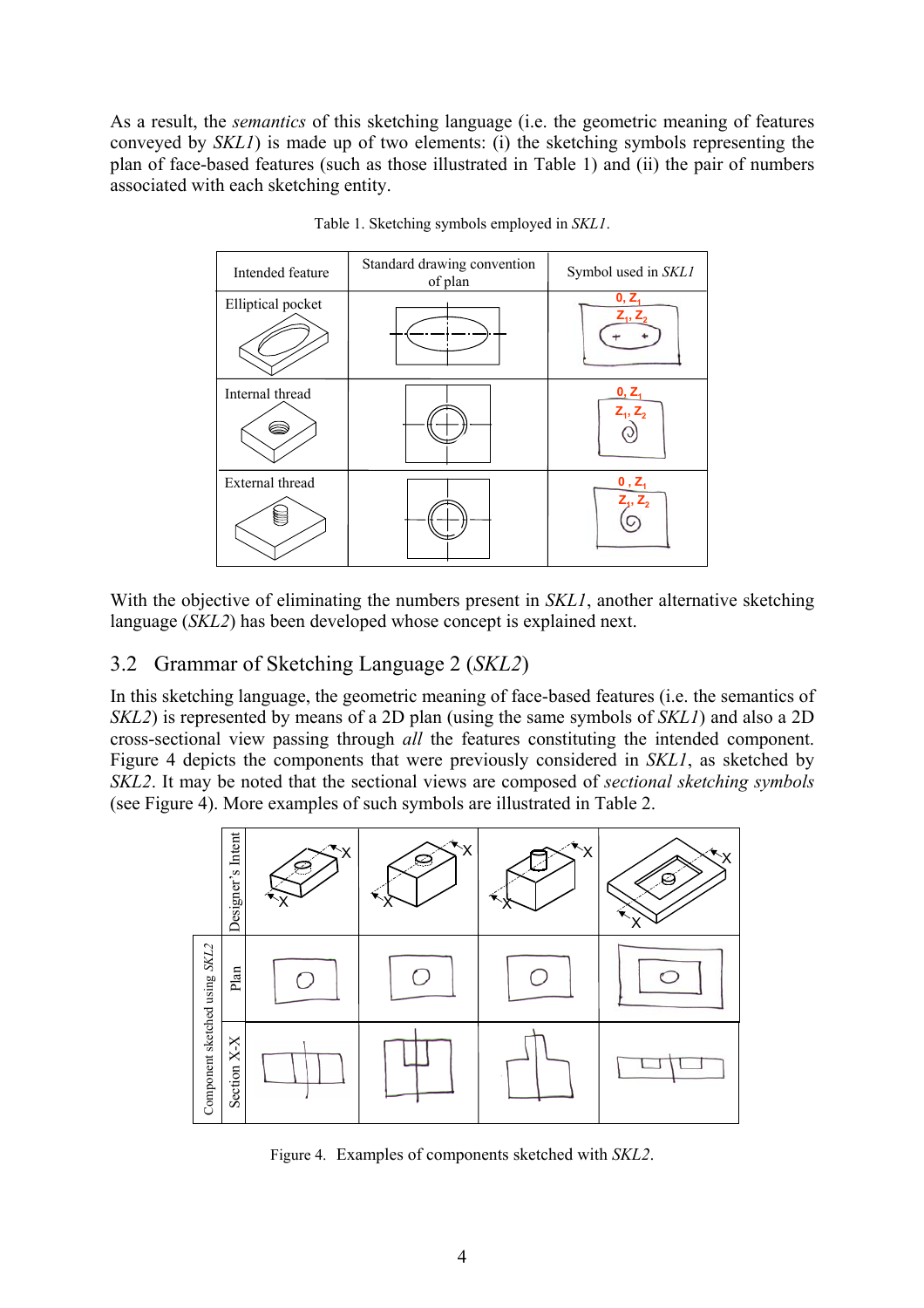As a result, the *semantics* of this sketching language (i.e. the geometric meaning of features conveyed by *SKL1*) is made up of two elements: (i) the sketching symbols representing the plan of face-based features (such as those illustrated in Table 1) and (ii) the pair of numbers associated with each sketching entity.

Table 1. Sketching symbols employed in *SKL1*.

| Intended feature | Standard drawing convention of plan | Symbol used in *SKL1* |
|---|---|---|
| Elliptical pocket | | $0, Z_1$ <br> $Z_1, Z_2$ |
| Internal thread | | $0, Z_1$ <br> $Z_1, Z_2$ |
| External thread | | $0, Z_1$ <br> $Z_1, Z_2$ |

With the objective of eliminating the numbers present in *SKL1*, another alternative sketching language (*SKL2*) has been developed whose concept is explained next.

## 3.2 Grammar of Sketching Language 2 (*SKL2*)

In this sketching language, the geometric meaning of face-based features (i.e. the semantics of *SKL2*) is represented by means of a 2D plan (using the same symbols of *SKL1*) and also a 2D cross-sectional view passing through *all* the features constituting the intended component. Figure 4 depicts the components that were previously considered in *SKL1*, as sketched by *SKL2*. It may be noted that the sectional views are composed of *sectional sketching symbols* (see Figure 4). More examples of such symbols are illustrated in Table 2.

Figure 4. Examples of components sketched with *SKL2*.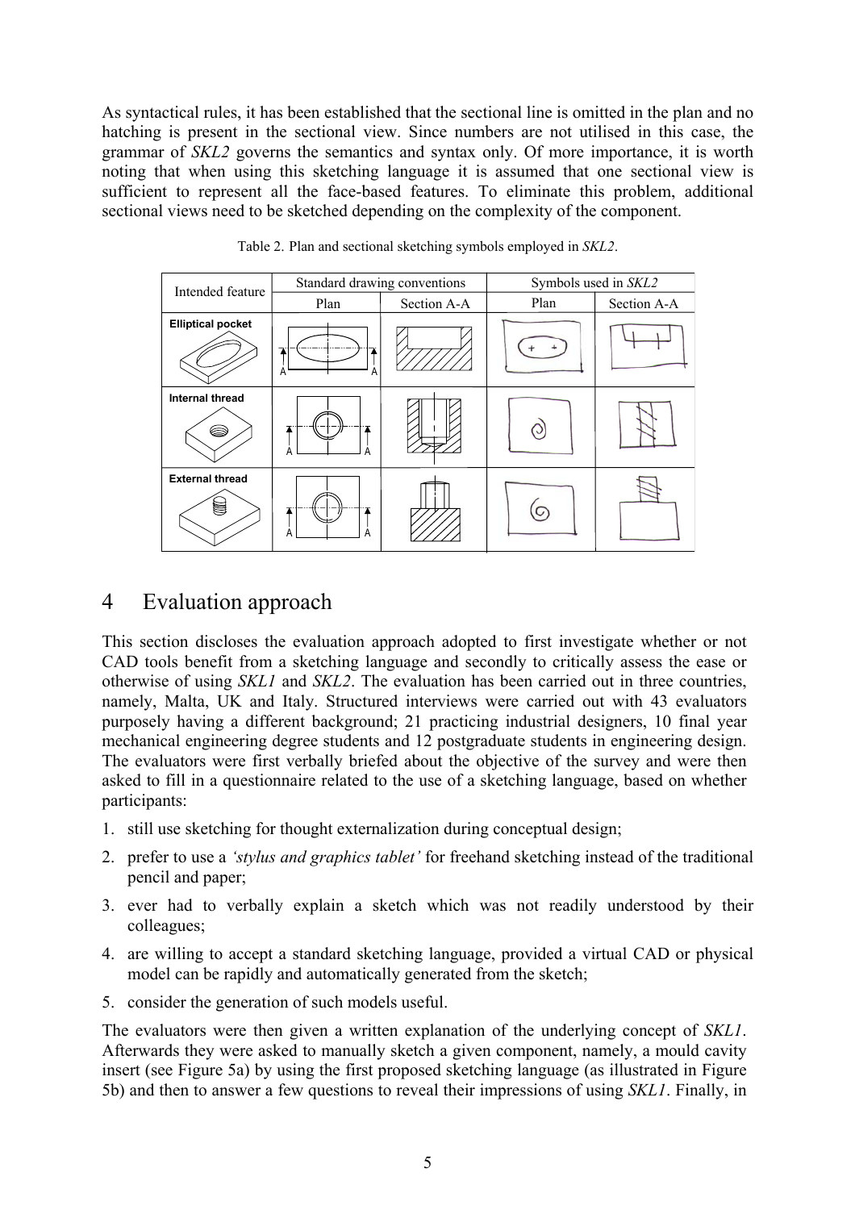As syntactical rules, it has been established that the sectional line is omitted in the plan and no hatching is present in the sectional view. Since numbers are not utilised in this case, the grammar of *SKL2* governs the semantics and syntax only. Of more importance, it is worth noting that when using this sketching language it is assumed that one sectional view is sufficient to represent all the face-based features. To eliminate this problem, additional sectional views need to be sketched depending on the complexity of the component.

Table 2. Plan and sectional sketching symbols employed in *SKL2*.

| Intended feature | Standard drawing conventions | | Symbols used in *SKL2* | |
|---|---|---|---|---|
| | Plan | Section A-A | Plan | Section A-A |
| **Elliptical pocket** | | | | |
| **Internal thread** | | | | |
| **External thread** | | | | |

## 4 Evaluation approach

This section discloses the evaluation approach adopted to first investigate whether or not CAD tools benefit from a sketching language and secondly to critically assess the ease or otherwise of using *SKL1* and *SKL2*. The evaluation has been carried out in three countries, namely, Malta, UK and Italy. Structured interviews were carried out with 43 evaluators purposely having a different background; 21 practicing industrial designers, 10 final year mechanical engineering degree students and 12 postgraduate students in engineering design. The evaluators were first verbally briefed about the objective of the survey and were then asked to fill in a questionnaire related to the use of a sketching language, based on whether participants:

1. still use sketching for thought externalization during conceptual design;
2. prefer to use a *'stylus and graphics tablet'* for freehand sketching instead of the traditional pencil and paper;
3. ever had to verbally explain a sketch which was not readily understood by their colleagues;
4. are willing to accept a standard sketching language, provided a virtual CAD or physical model can be rapidly and automatically generated from the sketch;
5. consider the generation of such models useful.

The evaluators were then given a written explanation of the underlying concept of *SKL1*. Afterwards they were asked to manually sketch a given component, namely, a mould cavity insert (see Figure 5a) by using the first proposed sketching language (as illustrated in Figure 5b) and then to answer a few questions to reveal their impressions of using *SKL1*. Finally, in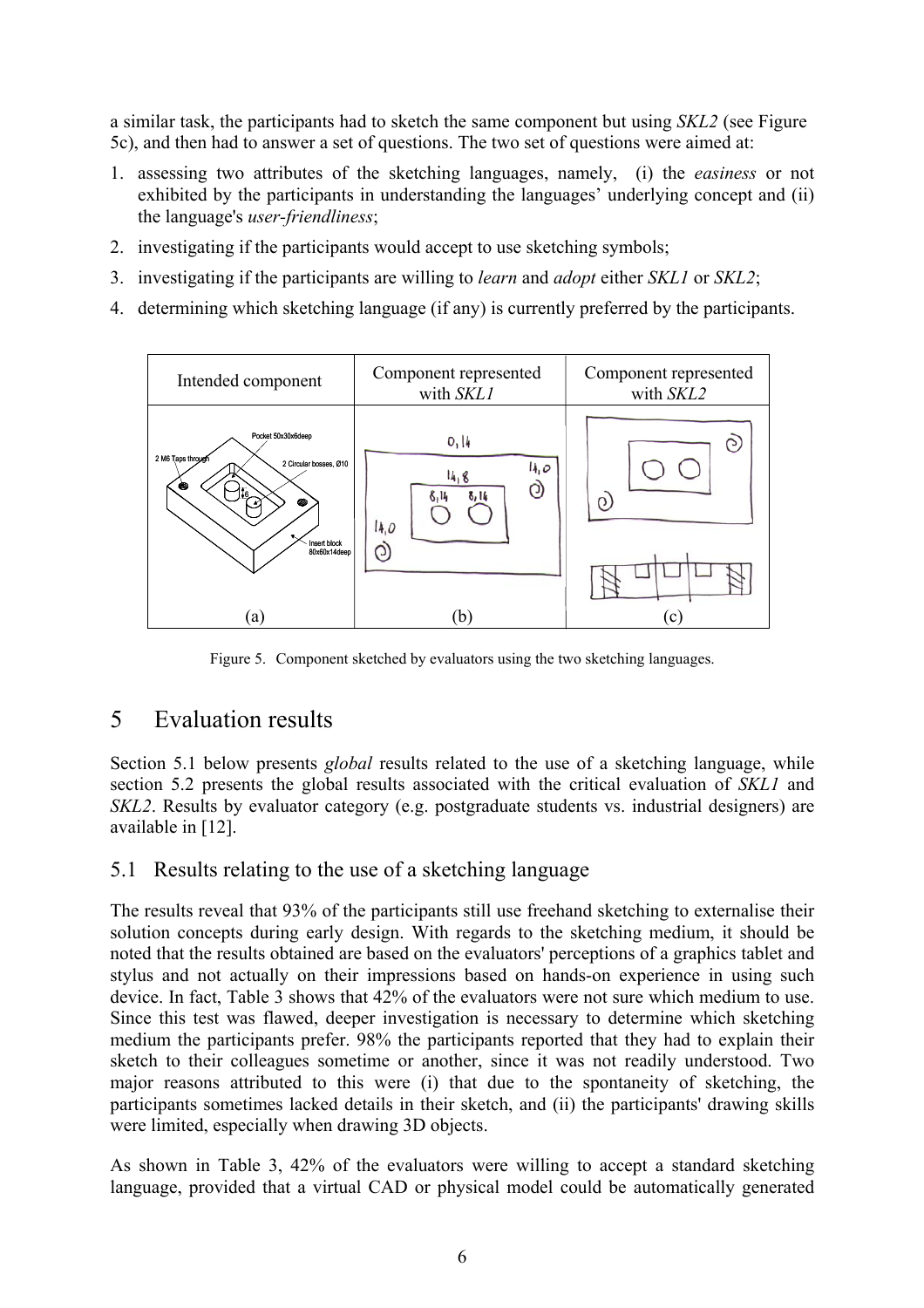a similar task, the participants had to sketch the same component but using *SKL2* (see Figure 5c), and then had to answer a set of questions. The two set of questions were aimed at:

1. assessing two attributes of the sketching languages, namely, (i) the *easiness* or not exhibited by the participants in understanding the languages' underlying concept and (ii) the language's *user-friendliness*;
2. investigating if the participants would accept to use sketching symbols;
3. investigating if the participants are willing to *learn* and *adopt* either *SKL1* or *SKL2*;
4. determining which sketching language (if any) is currently preferred by the participants.

| Intended component | Component represented with *SKL1* | Component represented with *SKL2* |
|---|---|---|
| (a) | (b) | (c) |

Figure 5. Component sketched by evaluators using the two sketching languages.

# 5 Evaluation results

Section 5.1 below presents *global* results related to the use of a sketching language, while section 5.2 presents the global results associated with the critical evaluation of *SKL1* and *SKL2*. Results by evaluator category (e.g. postgraduate students vs. industrial designers) are available in [12].

## 5.1 Results relating to the use of a sketching language

The results reveal that 93% of the participants still use freehand sketching to externalise their solution concepts during early design. With regards to the sketching medium, it should be noted that the results obtained are based on the evaluators' perceptions of a graphics tablet and stylus and not actually on their impressions based on hands-on experience in using such device. In fact, Table 3 shows that 42% of the evaluators were not sure which medium to use. Since this test was flawed, deeper investigation is necessary to determine which sketching medium the participants prefer. 98% the participants reported that they had to explain their sketch to their colleagues sometime or another, since it was not readily understood. Two major reasons attributed to this were (i) that due to the spontaneity of sketching, the participants sometimes lacked details in their sketch, and (ii) the participants' drawing skills were limited, especially when drawing 3D objects.

As shown in Table 3, 42% of the evaluators were willing to accept a standard sketching language, provided that a virtual CAD or physical model could be automatically generated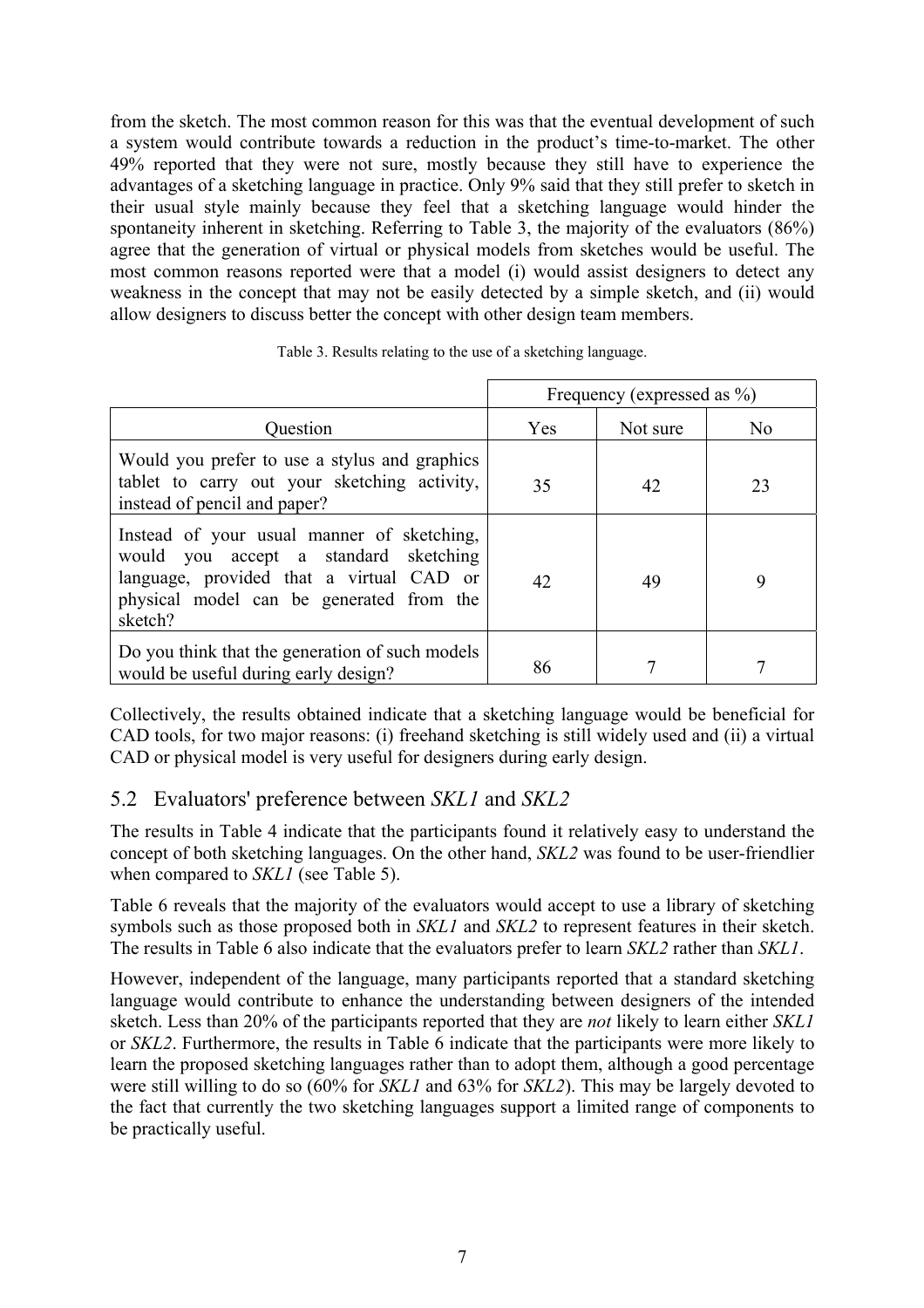from the sketch. The most common reason for this was that the eventual development of such a system would contribute towards a reduction in the product's time-to-market. The other 49% reported that they were not sure, mostly because they still have to experience the advantages of a sketching language in practice. Only 9% said that they still prefer to sketch in their usual style mainly because they feel that a sketching language would hinder the spontaneity inherent in sketching. Referring to Table 3, the majority of the evaluators (86%) agree that the generation of virtual or physical models from sketches would be useful. The most common reasons reported were that a model (i) would assist designers to detect any weakness in the concept that may not be easily detected by a simple sketch, and (ii) would allow designers to discuss better the concept with other design team members.

Table 3. Results relating to the use of a sketching language.

| | Frequency (expressed as %) | | |
|---|---|---|---|
| Question | Yes | Not sure | No |
| Would you prefer to use a stylus and graphics tablet to carry out your sketching activity, instead of pencil and paper? | 35 | 42 | 23 |
| Instead of your usual manner of sketching, would you accept a standard sketching language, provided that a virtual CAD or physical model can be generated from the sketch? | 42 | 49 | 9 |
| Do you think that the generation of such models would be useful during early design? | 86 | 7 | 7 |

Collectively, the results obtained indicate that a sketching language would be beneficial for CAD tools, for two major reasons: (i) freehand sketching is still widely used and (ii) a virtual CAD or physical model is very useful for designers during early design.

## 5.2 Evaluators' preference between *SKL1* and *SKL2*

The results in Table 4 indicate that the participants found it relatively easy to understand the concept of both sketching languages. On the other hand, *SKL2* was found to be user-friendlier when compared to *SKL1* (see Table 5).

Table 6 reveals that the majority of the evaluators would accept to use a library of sketching symbols such as those proposed both in *SKL1* and *SKL2* to represent features in their sketch. The results in Table 6 also indicate that the evaluators prefer to learn *SKL2* rather than *SKL1*.

However, independent of the language, many participants reported that a standard sketching language would contribute to enhance the understanding between designers of the intended sketch. Less than 20% of the participants reported that they are *not* likely to learn either *SKL1* or *SKL2*. Furthermore, the results in Table 6 indicate that the participants were more likely to learn the proposed sketching languages rather than to adopt them, although a good percentage were still willing to do so (60% for *SKL1* and 63% for *SKL2*). This may be largely devoted to the fact that currently the two sketching languages support a limited range of components to be practically useful.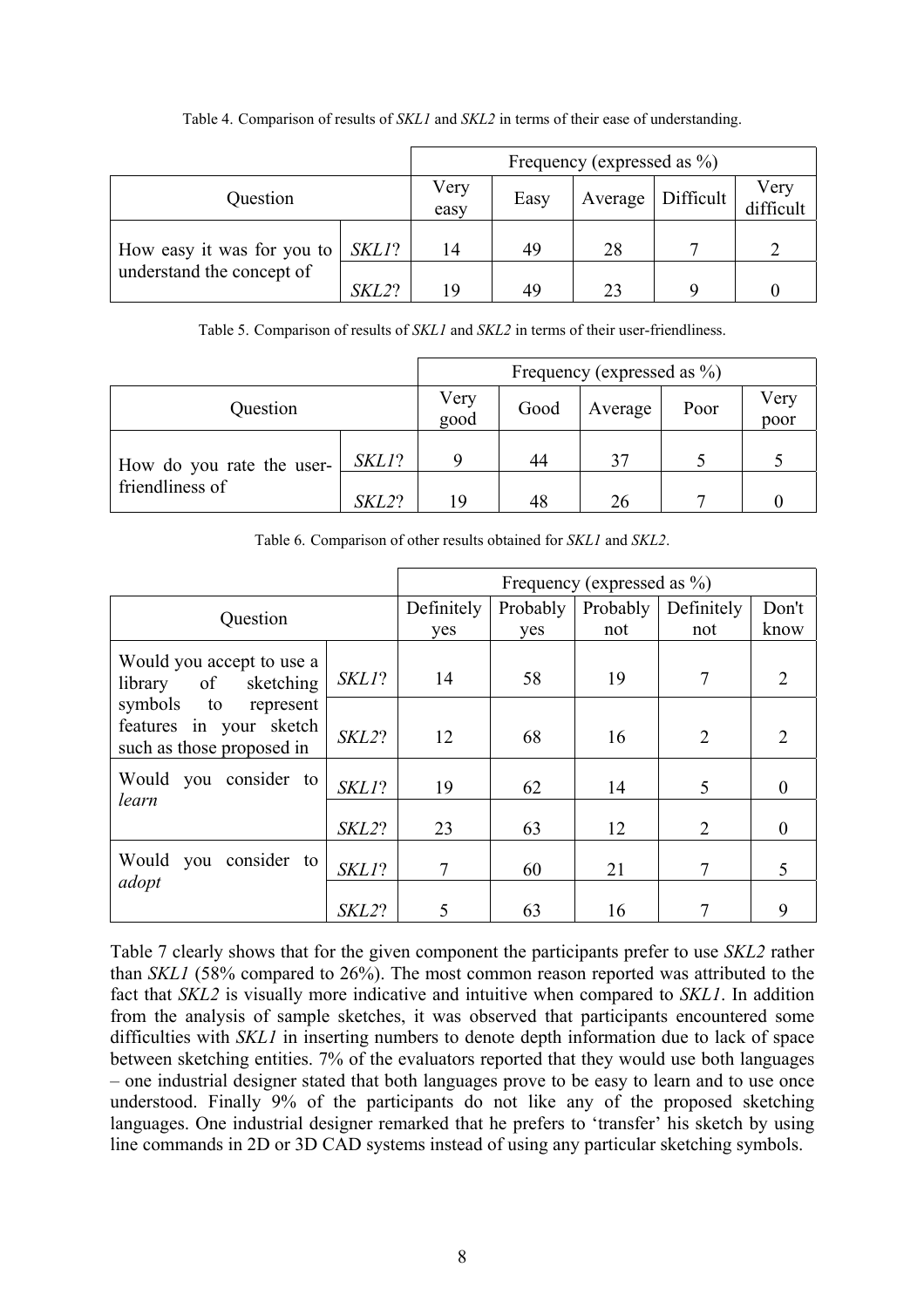Table 4. Comparison of results of *SKL1* and *SKL2* in terms of their ease of understanding.

| Question | | Frequency (expressed as %) | | | | |
|---|---|---|---|---|---|---|
| | | Very easy | Easy | Average | Difficult | Very difficult |
| How easy it was for you to understand the concept of | *SKL1*? | 14 | 49 | 28 | 7 | 2 |
| | *SKL2*? | 19 | 49 | 23 | 9 | 0 |

Table 5. Comparison of results of *SKL1* and *SKL2* in terms of their user-friendliness.

| Question | | Frequency (expressed as %) | | | | |
|---|---|---|---|---|---|---|
| | | Very good | Good | Average | Poor | Very poor |
| How do you rate the user-friendliness of | *SKL1*? | 9 | 44 | 37 | 5 | 5 |
| | *SKL2*? | 19 | 48 | 26 | 7 | 0 |

Table 6. Comparison of other results obtained for *SKL1* and *SKL2*.

| Question | | Frequency (expressed as %) | | | | |
|---|---|---|---|---|---|---|
| | | Definitely yes | Probably yes | Probably not | Definitely not | Don't know |
| Would you accept to use a library of sketching symbols to represent features in your sketch such as those proposed in | *SKL1*? | 14 | 58 | 19 | 7 | 2 |
| | *SKL2*? | 12 | 68 | 16 | 2 | 2 |
| Would you consider to *learn* | *SKL1*? | 19 | 62 | 14 | 5 | 0 |
| | *SKL2*? | 23 | 63 | 12 | 2 | 0 |
| Would you consider to *adopt* | *SKL1*? | 7 | 60 | 21 | 7 | 5 |
| | *SKL2*? | 5 | 63 | 16 | 7 | 9 |

Table 7 clearly shows that for the given component the participants prefer to use *SKL2* rather than *SKL1* (58% compared to 26%). The most common reason reported was attributed to the fact that *SKL2* is visually more indicative and intuitive when compared to *SKL1*. In addition from the analysis of sample sketches, it was observed that participants encountered some difficulties with *SKL1* in inserting numbers to denote depth information due to lack of space between sketching entities. 7% of the evaluators reported that they would use both languages – one industrial designer stated that both languages prove to be easy to learn and to use once understood. Finally 9% of the participants do not like any of the proposed sketching languages. One industrial designer remarked that he prefers to 'transfer' his sketch by using line commands in 2D or 3D CAD systems instead of using any particular sketching symbols.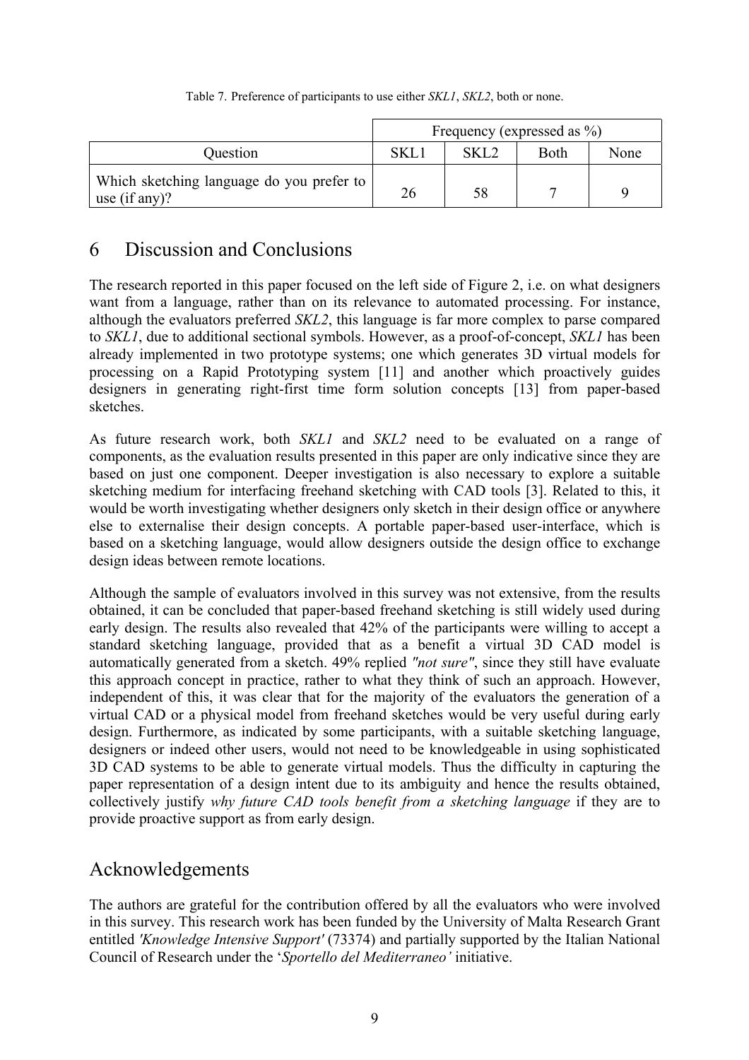Table 7. Preference of participants to use either *SKL1*, *SKL2*, both or none.

| | Frequency (expressed as %) | | | |
|---|---|---|---|---|
| Question | SKL1 | SKL2 | Both | None |
| Which sketching language do you prefer to use (if any)? | 26 | 58 | 7 | 9 |

## 6 Discussion and Conclusions

The research reported in this paper focused on the left side of Figure 2, i.e. on what designers want from a language, rather than on its relevance to automated processing. For instance, although the evaluators preferred *SKL2*, this language is far more complex to parse compared to *SKL1*, due to additional sectional symbols. However, as a proof-of-concept, *SKL1* has been already implemented in two prototype systems; one which generates 3D virtual models for processing on a Rapid Prototyping system [11] and another which proactively guides designers in generating right-first time form solution concepts [13] from paper-based sketches.

As future research work, both *SKL1* and *SKL2* need to be evaluated on a range of components, as the evaluation results presented in this paper are only indicative since they are based on just one component. Deeper investigation is also necessary to explore a suitable sketching medium for interfacing freehand sketching with CAD tools [3]. Related to this, it would be worth investigating whether designers only sketch in their design office or anywhere else to externalise their design concepts. A portable paper-based user-interface, which is based on a sketching language, would allow designers outside the design office to exchange design ideas between remote locations.

Although the sample of evaluators involved in this survey was not extensive, from the results obtained, it can be concluded that paper-based freehand sketching is still widely used during early design. The results also revealed that 42% of the participants were willing to accept a standard sketching language, provided that as a benefit a virtual 3D CAD model is automatically generated from a sketch. 49% replied *"not sure"*, since they still have evaluate this approach concept in practice, rather to what they think of such an approach. However, independent of this, it was clear that for the majority of the evaluators the generation of a virtual CAD or a physical model from freehand sketches would be very useful during early design. Furthermore, as indicated by some participants, with a suitable sketching language, designers or indeed other users, would not need to be knowledgeable in using sophisticated 3D CAD systems to be able to generate virtual models. Thus the difficulty in capturing the paper representation of a design intent due to its ambiguity and hence the results obtained, collectively justify *why future CAD tools benefit from a sketching language* if they are to provide proactive support as from early design.

## Acknowledgements

The authors are grateful for the contribution offered by all the evaluators who were involved in this survey. This research work has been funded by the University of Malta Research Grant entitled *'Knowledge Intensive Support'* (73374) and partially supported by the Italian National Council of Research under the '*Sportello del Mediterraneo'* initiative.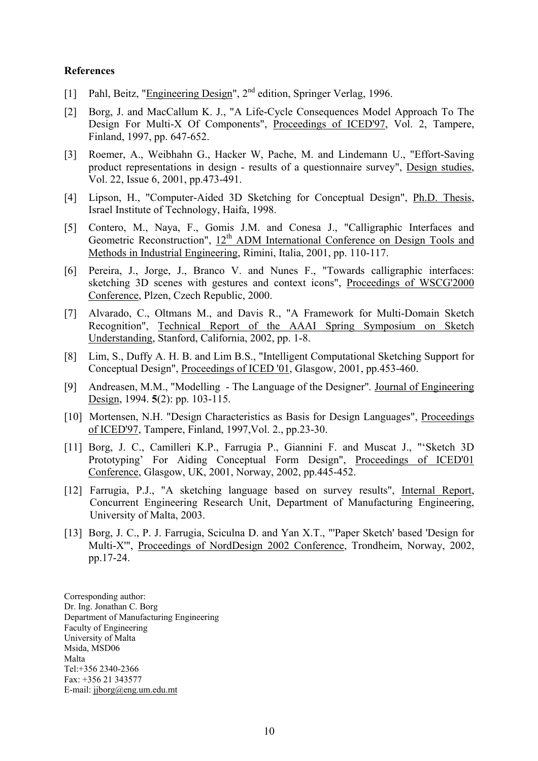**References**

[1] Pahl, Beitz, "Engineering Design", 2nd edition, Springer Verlag, 1996.

[2] Borg, J. and MacCallum K. J., "A Life-Cycle Consequences Model Approach To The Design For Multi-X Of Components", Proceedings of ICED'97, Vol. 2, Tampere, Finland, 1997, pp. 647-652.

[3] Roemer, A., Weibhahn G., Hacker W, Pache, M. and Lindemann U., "Effort-Saving product representations in design - results of a questionnaire survey", Design studies, Vol. 22, Issue 6, 2001, pp.473-491.

[4] Lipson, H., "Computer-Aided 3D Sketching for Conceptual Design", Ph.D. Thesis, Israel Institute of Technology, Haifa, 1998.

[5] Contero, M., Naya, F., Gomis J.M. and Conesa J., "Calligraphic Interfaces and Geometric Reconstruction", 12th ADM International Conference on Design Tools and Methods in Industrial Engineering, Rimini, Italia, 2001, pp. 110-117.

[6] Pereira, J., Jorge, J., Branco V. and Nunes F., "Towards calligraphic interfaces: sketching 3D scenes with gestures and context icons", Proceedings of WSCG'2000 Conference, Plzen, Czech Republic, 2000.

[7] Alvarado, C., Oltmans M., and Davis R., "A Framework for Multi-Domain Sketch Recognition", Technical Report of the AAAI Spring Symposium on Sketch Understanding, Stanford, California, 2002, pp. 1-8.

[8] Lim, S., Duffy A. H. B. and Lim B.S., "Intelligent Computational Sketching Support for Conceptual Design", Proceedings of ICED '01, Glasgow, 2001, pp.453-460.

[9] Andreasen, M.M., "Modelling - The Language of the Designer". Journal of Engineering Design, 1994. **5**(2): pp. 103-115.

[10] Mortensen, N.H. "Design Characteristics as Basis for Design Languages", Proceedings of ICED'97, Tampere, Finland, 1997,Vol. 2., pp.23-30.

[11] Borg, J. C., Camilleri K.P., Farrugia P., Giannini F. and Muscat J., "'Sketch 3D Prototyping' For Aiding Conceptual Form Design", Proceedings of ICED'01 Conference, Glasgow, UK, 2001, Norway, 2002, pp.445-452.

[12] Farrugia, P.J., "A sketching language based on survey results", Internal Report, Concurrent Engineering Research Unit, Department of Manufacturing Engineering, University of Malta, 2003.

[13] Borg, J. C., P. J. Farrugia, Sciculna D. and Yan X.T., "'Paper Sketch' based 'Design for Multi-X'", Proceedings of NordDesign 2002 Conference, Trondheim, Norway, 2002, pp.17-24.

Corresponding author:
Dr. Ing. Jonathan C. Borg
Department of Manufacturing Engineering
Faculty of Engineering
University of Malta
Msida, MSD06
Malta
Tel:+356 2340-2366
Fax: +356 21 343577
E-mail: jjborg@eng.um.edu.mt